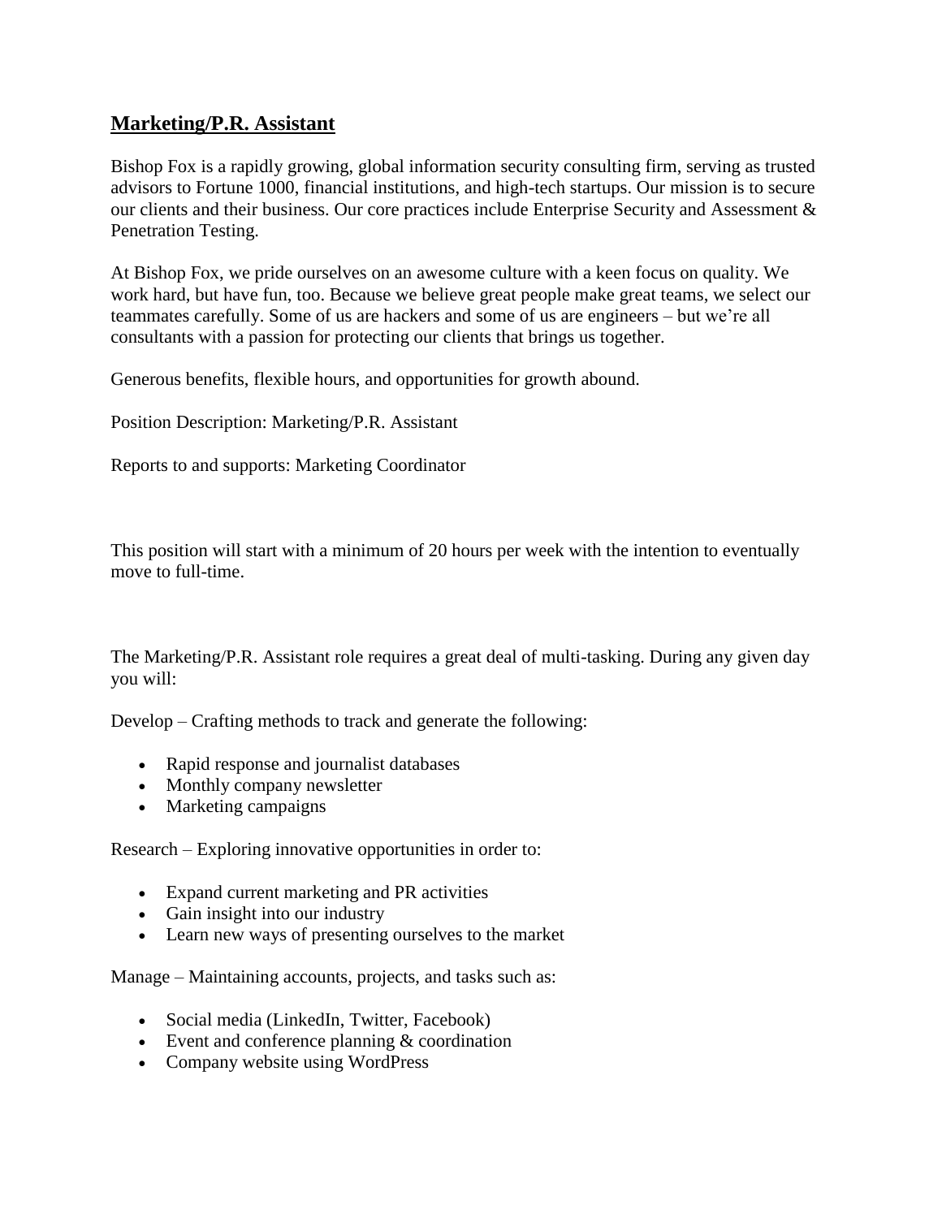## Marketing/P.R. Assistant

Bishop Fox is a rapidly growing, global information security consulting firm, serving as trusted advisors to Fortune 1000, financial institutions, and high-tech startups. Our mission is to secure our clients and their business. Our core practices include Enterprise Security and Assessment & Penetration Testing.

At Bishop Fox, we pride ourselves on an awesome culture with a keen focus on quality. We work hard, but have fun, too. Because we believe great people make great teams, we select our teammates carefully. Some of us are hackers and some of us are engineers – but we're all consultants with a passion for protecting our clients that brings us together.

Generous benefits, flexible hours, and opportunities for growth abound.

Position Description: Marketing/P.R. Assistant

Reports to and supports: Marketing Coordinator

This position will start with a minimum of 20 hours per week with the intention to eventually move to full-time.

The Marketing/P.R. Assistant role requires a great deal of multi-tasking. During any given day you will:

Develop – Crafting methods to track and generate the following:

- Rapid response and journalist databases
- Monthly company newsletter
- Marketing campaigns

Research – Exploring innovative opportunities in order to:

- Expand current marketing and PR activities
- Gain insight into our industry
- Learn new ways of presenting ourselves to the market

Manage – Maintaining accounts, projects, and tasks such as:

- Social media (LinkedIn, Twitter, Facebook)
- Event and conference planning & coordination
- Company website using WordPress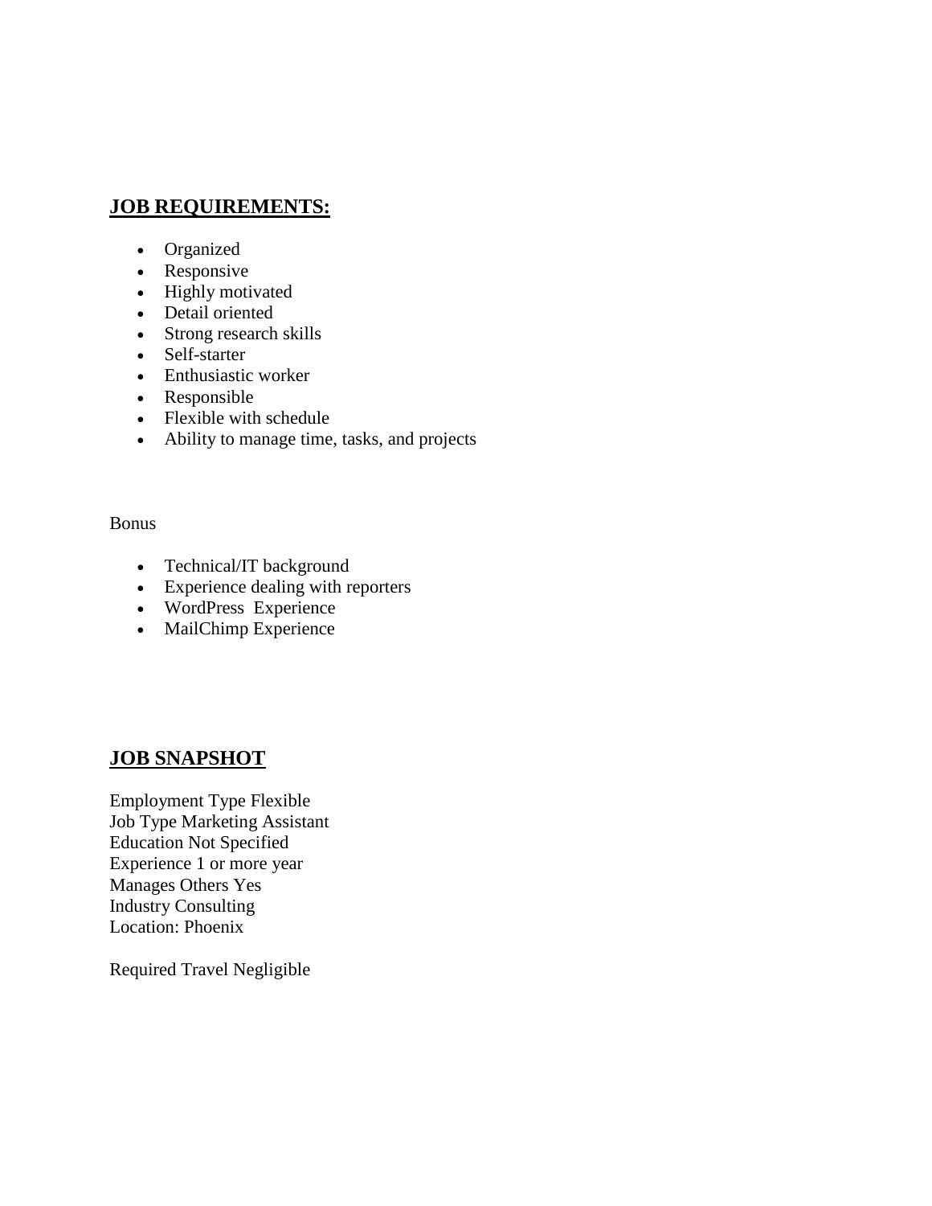## JOB REQUIREMENTS:

- Organized
- Responsive
- Highly motivated
- Detail oriented
- Strong research skills
- Self-starter
- Enthusiastic worker
- Responsible
- Flexible with schedule
- Ability to manage time, tasks, and projects

Bonus

- Technical/IT background
- Experience dealing with reporters
- WordPress Experience
- MailChimp Experience

## JOB SNAPSHOT

Employment Type Flexible
Job Type Marketing Assistant
Education Not Specified
Experience 1 or more year
Manages Others Yes
Industry Consulting
Location: Phoenix

Required Travel Negligible